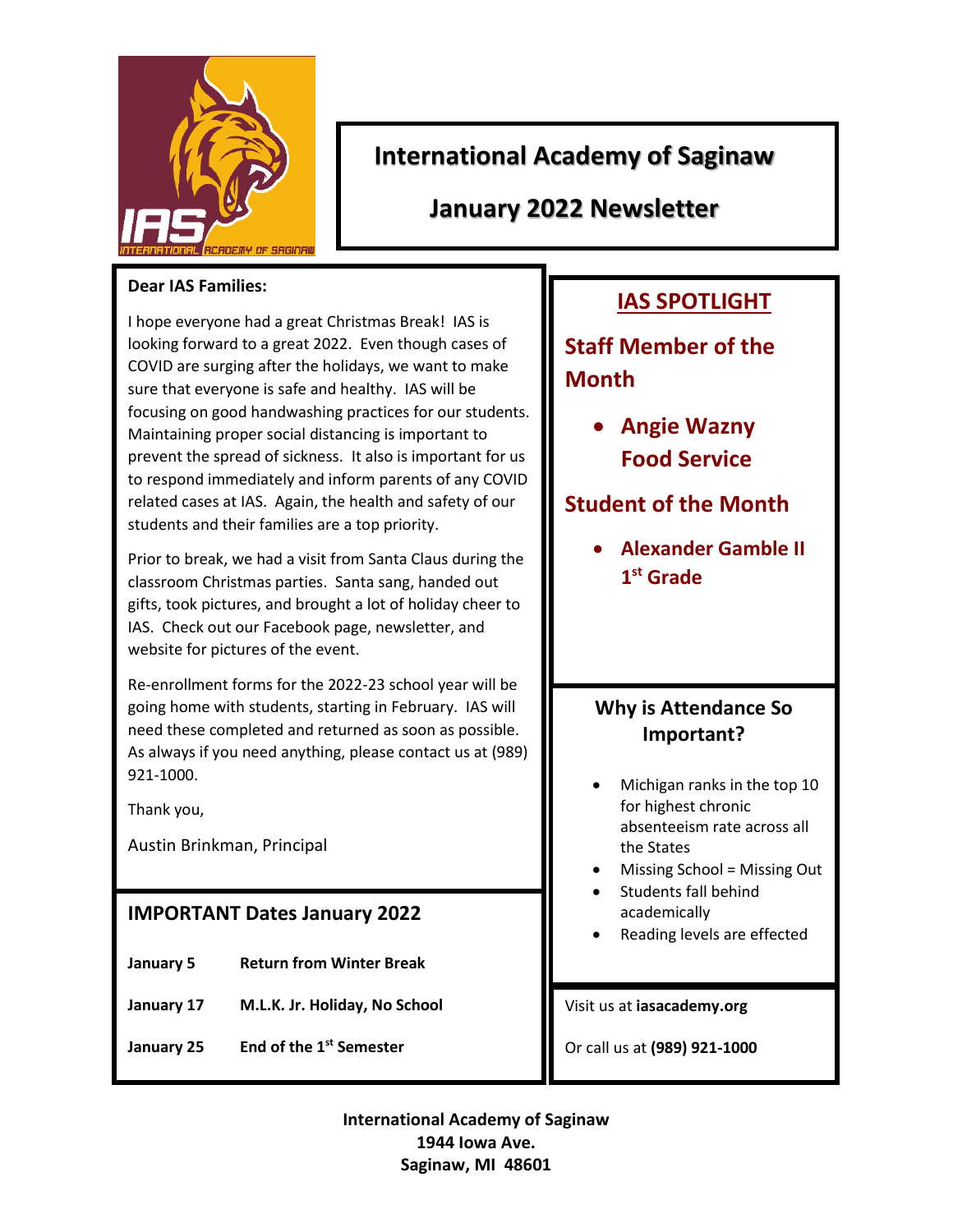# International Academy of Saginaw

## January 2022 Newsletter

**Dear IAS Families:**

I hope everyone had a great Christmas Break! IAS is looking forward to a great 2022. Even though cases of COVID are surging after the holidays, we want to make sure that everyone is safe and healthy. IAS will be focusing on good handwashing practices for our students. Maintaining proper social distancing is important to prevent the spread of sickness. It also is important for us to respond immediately and inform parents of any COVID related cases at IAS. Again, the health and safety of our students and their families are a top priority.

Prior to break, we had a visit from Santa Claus during the classroom Christmas parties. Santa sang, handed out gifts, took pictures, and brought a lot of holiday cheer to IAS. Check out our Facebook page, newsletter, and website for pictures of the event.

Re-enrollment forms for the 2022-23 school year will be going home with students, starting in February. IAS will need these completed and returned as soon as possible. As always if you need anything, please contact us at (989) 921-1000.

Thank you,

Austin Brinkman, Principal

### IMPORTANT Dates January 2022

| | |
|---|---|
| **January 5** | **Return from Winter Break** |
| **January 17** | **M.L.K. Jr. Holiday, No School** |
| **January 25** | **End of the 1st Semester** |

## IAS SPOTLIGHT

### Staff Member of the Month

- **Angie Wazny**
  **Food Service**

### Student of the Month

- **Alexander Gamble II**
  **1st Grade**

### Why is Attendance So Important?

- Michigan ranks in the top 10 for highest chronic absenteeism rate across all the States
- Missing School = Missing Out
- Students fall behind academically
- Reading levels are effected

Visit us at **iasacademy.org**

Or call us at **(989) 921-1000**

**International Academy of Saginaw**
**1944 Iowa Ave.**
**Saginaw, MI 48601**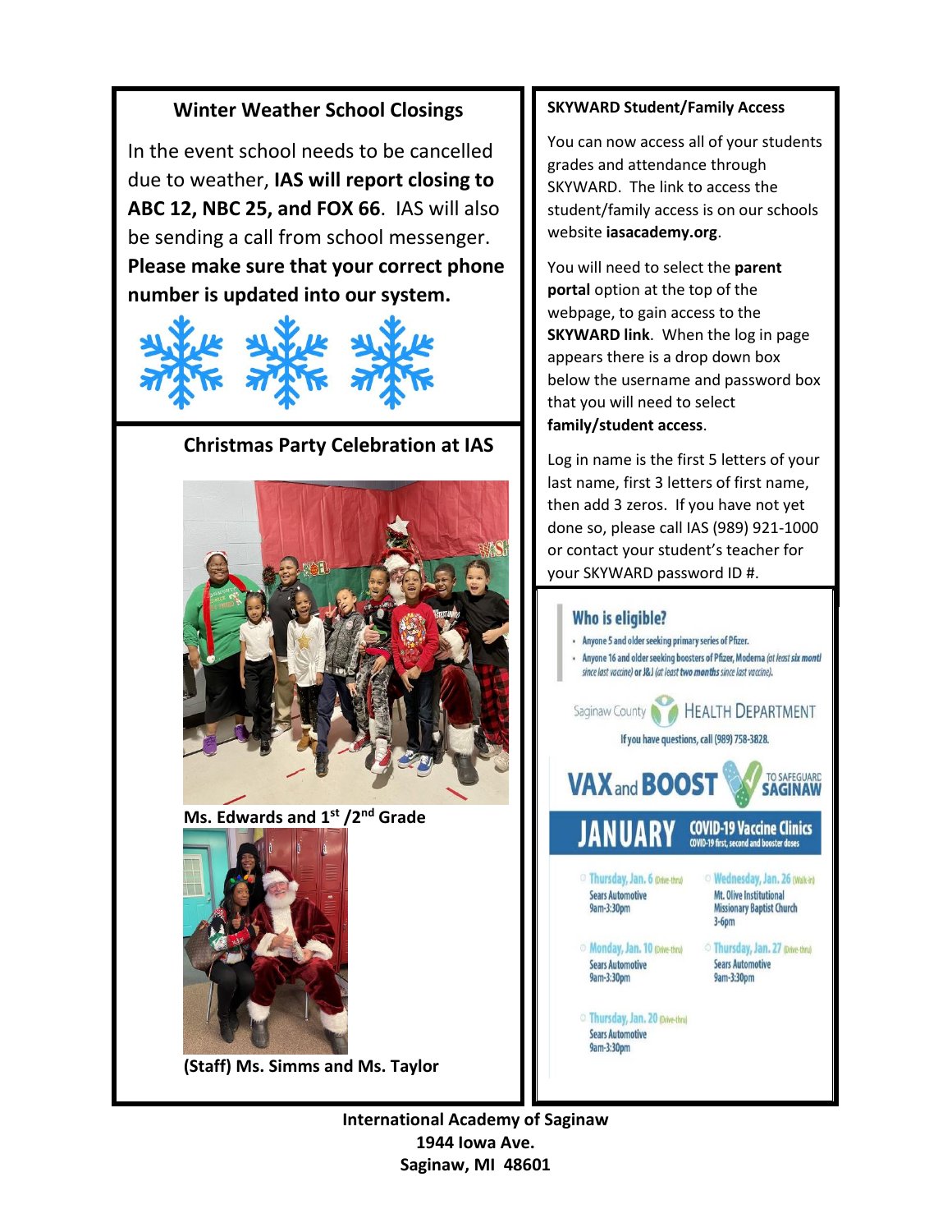## Winter Weather School Closings

In the event school needs to be cancelled due to weather, **IAS will report closing to ABC 12, NBC 25, and FOX 66**. IAS will also be sending a call from school messenger. **Please make sure that your correct phone number is updated into our system.**

## Christmas Party Celebration at IAS

**Ms. Edwards and 1st /2nd Grade**

**(Staff) Ms. Simms and Ms. Taylor**

### SKYWARD Student/Family Access

You can now access all of your students grades and attendance through SKYWARD. The link to access the student/family access is on our schools website **iasacademy.org**.

You will need to select the **parent portal** option at the top of the webpage, to gain access to the **SKYWARD link**. When the log in page appears there is a drop down box below the username and password box that you will need to select **family/student access**.

Log in name is the first 5 letters of your last name, first 3 letters of first name, then add 3 zeros. If you have not yet done so, please call IAS (989) 921-1000 or contact your student's teacher for your SKYWARD password ID #.

### Who is eligible?

- Anyone 5 and older seeking primary series of Pfizer.
- Anyone 16 and older seeking boosters of Pfizer, Moderna *(at least six months since last vaccine)* or J&J *(at least two months since last vaccine)*.

Saginaw County HEALTH DEPARTMENT

If you have questions, call (989) 758-3828.

**VAX and BOOST** TO SAFEGUARD SAGINAW

**JANUARY COVID-19 Vaccine Clinics**
COVID-19 first, second and booster doses

- **Thursday, Jan. 6** (Drive-thru) Sears Automotive 9am-3:30pm
- **Monday, Jan. 10** (Drive-thru) Sears Automotive 9am-3:30pm
- **Thursday, Jan. 20** (Drive-thru) Sears Automotive 9am-3:30pm
- **Wednesday, Jan. 26** (Walk-in) Mt. Olive Institutional Missionary Baptist Church 3-6pm
- **Thursday, Jan. 27** (Drive-thru) Sears Automotive 9am-3:30pm

**International Academy of Saginaw**
**1944 Iowa Ave.**
**Saginaw, MI 48601**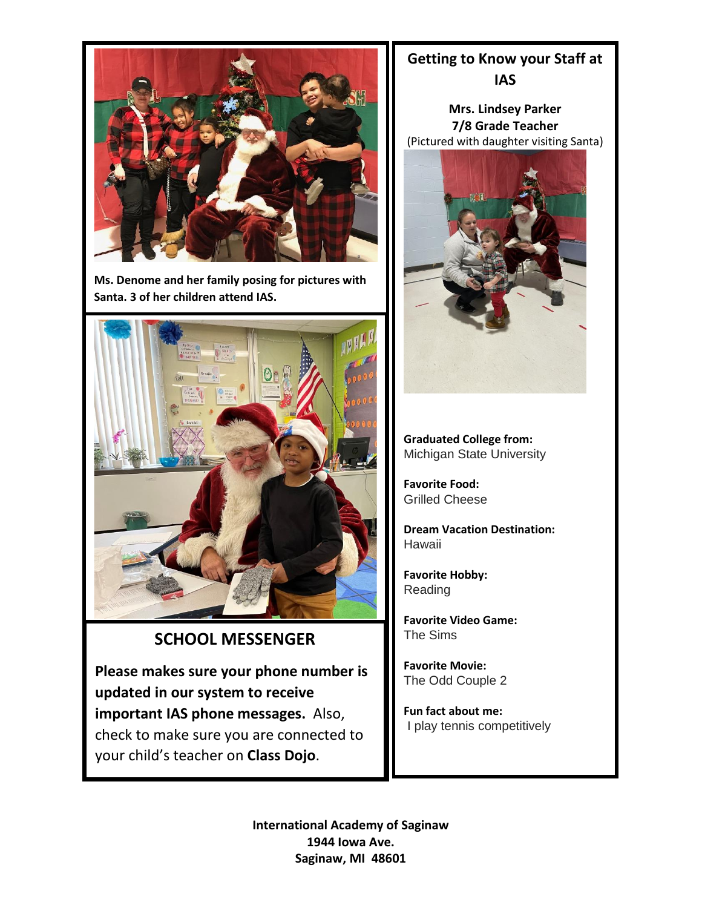Ms. Denome and her family posing for pictures with Santa. 3 of her children attend IAS.

## SCHOOL MESSENGER

**Please makes sure your phone number is updated in our system to receive important IAS phone messages.** Also, check to make sure you are connected to your child's teacher on **Class Dojo**.

## Getting to Know your Staff at IAS

**Mrs. Lindsey Parker**
**7/8 Grade Teacher**
(Pictured with daughter visiting Santa)

**Graduated College from:**
Michigan State University

**Favorite Food:**
Grilled Cheese

**Dream Vacation Destination:**
Hawaii

**Favorite Hobby:**
Reading

**Favorite Video Game:**
The Sims

**Favorite Movie:**
The Odd Couple 2

**Fun fact about me:**
I play tennis competitively

**International Academy of Saginaw**
**1944 Iowa Ave.**
**Saginaw, MI 48601**